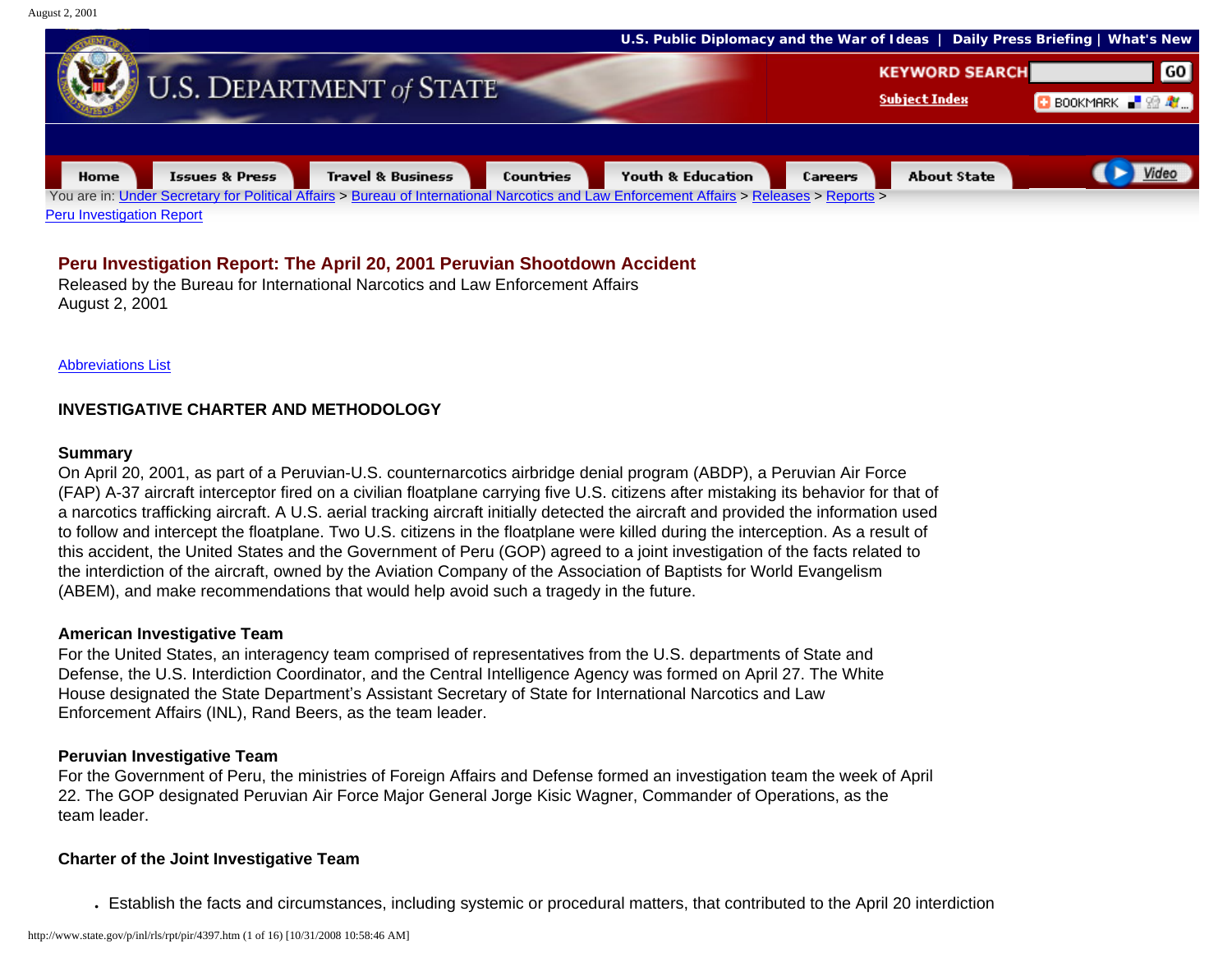You are in: Under Secretary for Political Affairs > Bureau of International Narcotics and Law Enforcement Affairs > Releases > Reports > Peru Investigation Report

# Peru Investigation Report: The April 20, 2001 Peruvian Shootdown Accident

Released by the Bureau for International Narcotics and Law Enforcement Affairs
August 2, 2001

Abbreviations List

## INVESTIGATIVE CHARTER AND METHODOLOGY

### Summary

On April 20, 2001, as part of a Peruvian-U.S. counternarcotics airbridge denial program (ABDP), a Peruvian Air Force (FAP) A-37 aircraft interceptor fired on a civilian floatplane carrying five U.S. citizens after mistaking its behavior for that of a narcotics trafficking aircraft. A U.S. aerial tracking aircraft initially detected the aircraft and provided the information used to follow and intercept the floatplane. Two U.S. citizens in the floatplane were killed during the interception. As a result of this accident, the United States and the Government of Peru (GOP) agreed to a joint investigation of the facts related to the interdiction of the aircraft, owned by the Aviation Company of the Association of Baptists for World Evangelism (ABEM), and make recommendations that would help avoid such a tragedy in the future.

### American Investigative Team

For the United States, an interagency team comprised of representatives from the U.S. departments of State and Defense, the U.S. Interdiction Coordinator, and the Central Intelligence Agency was formed on April 27. The White House designated the State Department's Assistant Secretary of State for International Narcotics and Law Enforcement Affairs (INL), Rand Beers, as the team leader.

### Peruvian Investigative Team

For the Government of Peru, the ministries of Foreign Affairs and Defense formed an investigation team the week of April 22. The GOP designated Peruvian Air Force Major General Jorge Kisic Wagner, Commander of Operations, as the team leader.

### Charter of the Joint Investigative Team

- Establish the facts and circumstances, including systemic or procedural matters, that contributed to the April 20 interdiction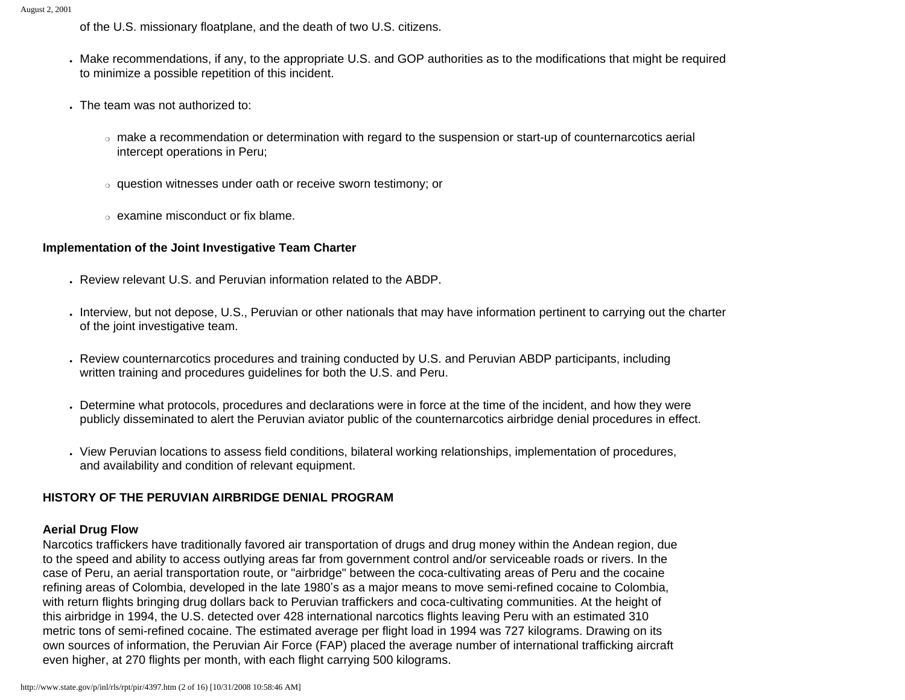of the U.S. missionary floatplane, and the death of two U.S. citizens.

- Make recommendations, if any, to the appropriate U.S. and GOP authorities as to the modifications that might be required to minimize a possible repetition of this incident.
- The team was not authorized to:
  - make a recommendation or determination with regard to the suspension or start-up of counternarcotics aerial intercept operations in Peru;
  - question witnesses under oath or receive sworn testimony; or
  - examine misconduct or fix blame.

**Implementation of the Joint Investigative Team Charter**

- Review relevant U.S. and Peruvian information related to the ABDP.
- Interview, but not depose, U.S., Peruvian or other nationals that may have information pertinent to carrying out the charter of the joint investigative team.
- Review counternarcotics procedures and training conducted by U.S. and Peruvian ABDP participants, including written training and procedures guidelines for both the U.S. and Peru.
- Determine what protocols, procedures and declarations were in force at the time of the incident, and how they were publicly disseminated to alert the Peruvian aviator public of the counternarcotics airbridge denial procedures in effect.
- View Peruvian locations to assess field conditions, bilateral working relationships, implementation of procedures, and availability and condition of relevant equipment.

## HISTORY OF THE PERUVIAN AIRBRIDGE DENIAL PROGRAM

**Aerial Drug Flow**

Narcotics traffickers have traditionally favored air transportation of drugs and drug money within the Andean region, due to the speed and ability to access outlying areas far from government control and/or serviceable roads or rivers. In the case of Peru, an aerial transportation route, or "airbridge" between the coca-cultivating areas of Peru and the cocaine refining areas of Colombia, developed in the late 1980's as a major means to move semi-refined cocaine to Colombia, with return flights bringing drug dollars back to Peruvian traffickers and coca-cultivating communities. At the height of this airbridge in 1994, the U.S. detected over 428 international narcotics flights leaving Peru with an estimated 310 metric tons of semi-refined cocaine. The estimated average per flight load in 1994 was 727 kilograms. Drawing on its own sources of information, the Peruvian Air Force (FAP) placed the average number of international trafficking aircraft even higher, at 270 flights per month, with each flight carrying 500 kilograms.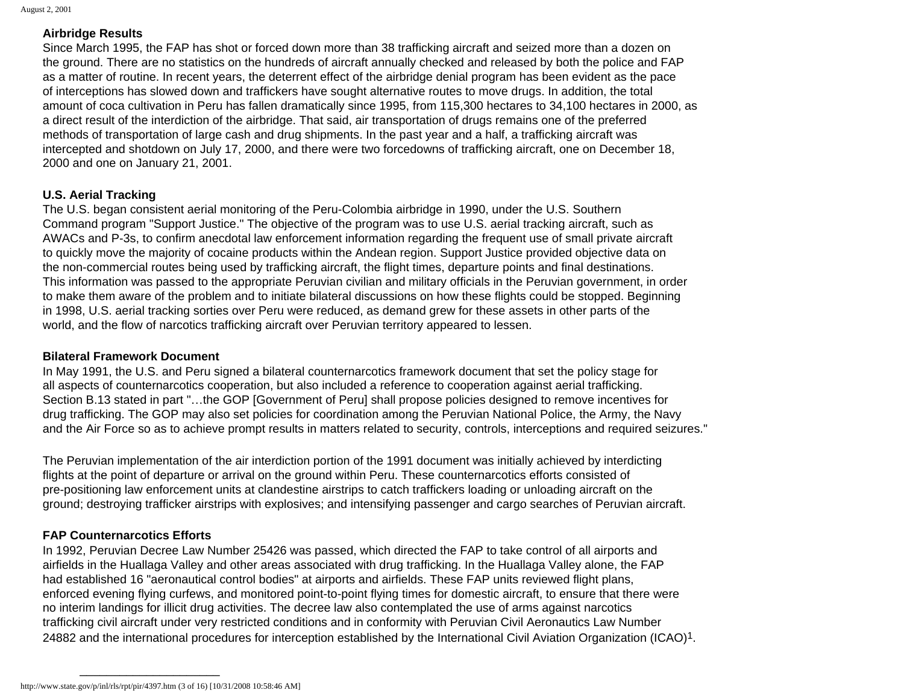**Airbridge Results**

Since March 1995, the FAP has shot or forced down more than 38 trafficking aircraft and seized more than a dozen on the ground. There are no statistics on the hundreds of aircraft annually checked and released by both the police and FAP as a matter of routine. In recent years, the deterrent effect of the airbridge denial program has been evident as the pace of interceptions has slowed down and traffickers have sought alternative routes to move drugs. In addition, the total amount of coca cultivation in Peru has fallen dramatically since 1995, from 115,300 hectares to 34,100 hectares in 2000, as a direct result of the interdiction of the airbridge. That said, air transportation of drugs remains one of the preferred methods of transportation of large cash and drug shipments. In the past year and a half, a trafficking aircraft was intercepted and shotdown on July 17, 2000, and there were two forcedowns of trafficking aircraft, one on December 18, 2000 and one on January 21, 2001.

**U.S. Aerial Tracking**

The U.S. began consistent aerial monitoring of the Peru-Colombia airbridge in 1990, under the U.S. Southern Command program "Support Justice." The objective of the program was to use U.S. aerial tracking aircraft, such as AWACs and P-3s, to confirm anecdotal law enforcement information regarding the frequent use of small private aircraft to quickly move the majority of cocaine products within the Andean region. Support Justice provided objective data on the non-commercial routes being used by trafficking aircraft, the flight times, departure points and final destinations. This information was passed to the appropriate Peruvian civilian and military officials in the Peruvian government, in order to make them aware of the problem and to initiate bilateral discussions on how these flights could be stopped. Beginning in 1998, U.S. aerial tracking sorties over Peru were reduced, as demand grew for these assets in other parts of the world, and the flow of narcotics trafficking aircraft over Peruvian territory appeared to lessen.

**Bilateral Framework Document**

In May 1991, the U.S. and Peru signed a bilateral counternarcotics framework document that set the policy stage for all aspects of counternarcotics cooperation, but also included a reference to cooperation against aerial trafficking. Section B.13 stated in part "…the GOP [Government of Peru] shall propose policies designed to remove incentives for drug trafficking. The GOP may also set policies for coordination among the Peruvian National Police, the Army, the Navy and the Air Force so as to achieve prompt results in matters related to security, controls, interceptions and required seizures."

The Peruvian implementation of the air interdiction portion of the 1991 document was initially achieved by interdicting flights at the point of departure or arrival on the ground within Peru. These counternarcotics efforts consisted of pre-positioning law enforcement units at clandestine airstrips to catch traffickers loading or unloading aircraft on the ground; destroying trafficker airstrips with explosives; and intensifying passenger and cargo searches of Peruvian aircraft.

**FAP Counternarcotics Efforts**

In 1992, Peruvian Decree Law Number 25426 was passed, which directed the FAP to take control of all airports and airfields in the Huallaga Valley and other areas associated with drug trafficking. In the Huallaga Valley alone, the FAP had established 16 "aeronautical control bodies" at airports and airfields. These FAP units reviewed flight plans, enforced evening flying curfews, and monitored point-to-point flying times for domestic aircraft, to ensure that there were no interim landings for illicit drug activities. The decree law also contemplated the use of arms against narcotics trafficking civil aircraft under very restricted conditions and in conformity with Peruvian Civil Aeronautics Law Number 24882 and the international procedures for interception established by the International Civil Aviation Organization (ICAO)[1].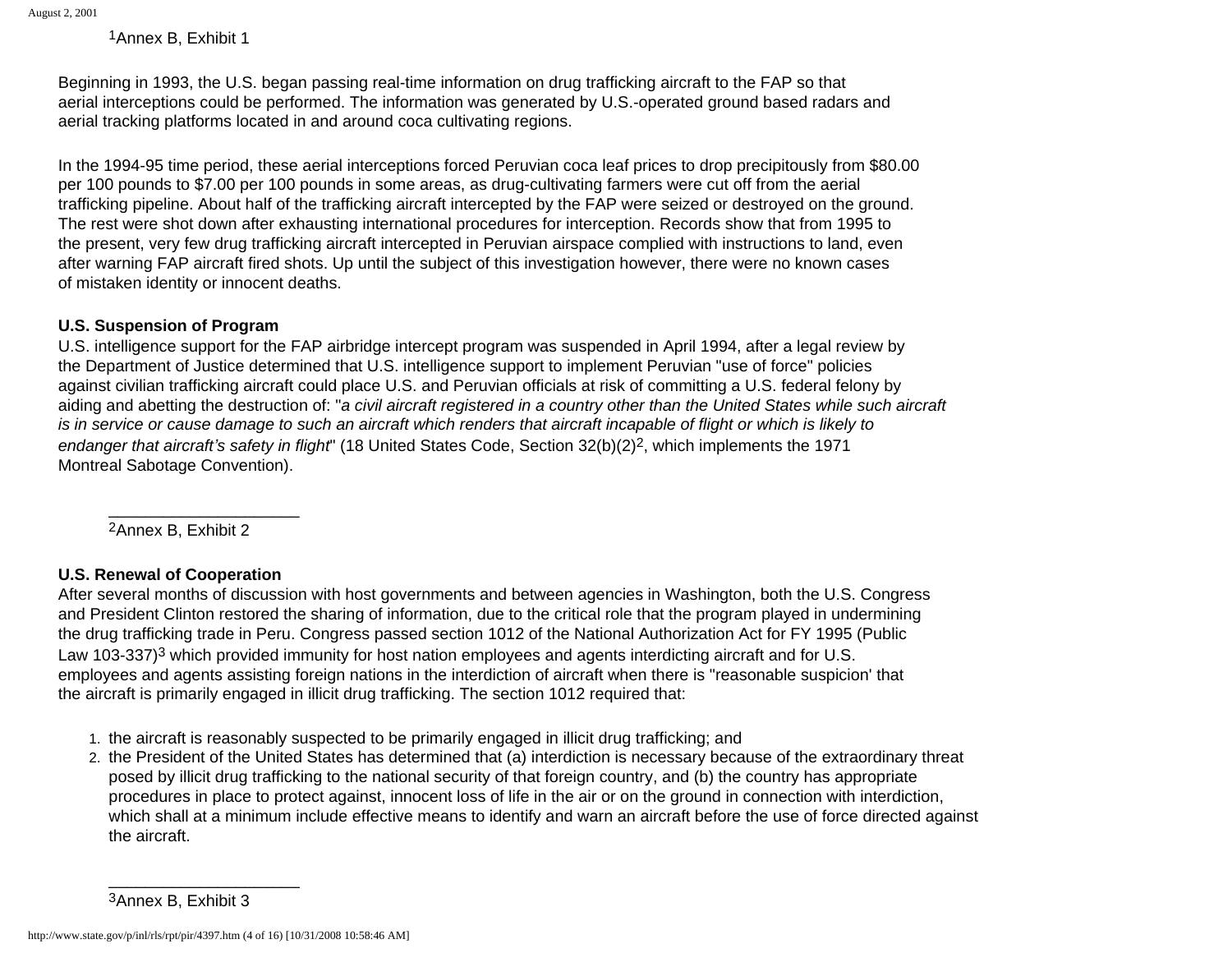[1]Annex B, Exhibit 1

Beginning in 1993, the U.S. began passing real-time information on drug trafficking aircraft to the FAP so that aerial interceptions could be performed. The information was generated by U.S.-operated ground based radars and aerial tracking platforms located in and around coca cultivating regions.

In the 1994-95 time period, these aerial interceptions forced Peruvian coca leaf prices to drop precipitously from $80.00 per 100 pounds to $7.00 per 100 pounds in some areas, as drug-cultivating farmers were cut off from the aerial trafficking pipeline. About half of the trafficking aircraft intercepted by the FAP were seized or destroyed on the ground. The rest were shot down after exhausting international procedures for interception. Records show that from 1995 to the present, very few drug trafficking aircraft intercepted in Peruvian airspace complied with instructions to land, even after warning FAP aircraft fired shots. Up until the subject of this investigation however, there were no known cases of mistaken identity or innocent deaths.

**U.S. Suspension of Program**

U.S. intelligence support for the FAP airbridge intercept program was suspended in April 1994, after a legal review by the Department of Justice determined that U.S. intelligence support to implement Peruvian "use of force" policies against civilian trafficking aircraft could place U.S. and Peruvian officials at risk of committing a U.S. federal felony by aiding and abetting the destruction of: "*a civil aircraft registered in a country other than the United States while such aircraft is in service or cause damage to such an aircraft which renders that aircraft incapable of flight or which is likely to endanger that aircraft's safety in flight*" (18 United States Code, Section 32(b)(2)[2], which implements the 1971 Montreal Sabotage Convention).

---

[2]Annex B, Exhibit 2

**U.S. Renewal of Cooperation**

After several months of discussion with host governments and between agencies in Washington, both the U.S. Congress and President Clinton restored the sharing of information, due to the critical role that the program played in undermining the drug trafficking trade in Peru. Congress passed section 1012 of the National Authorization Act for FY 1995 (Public Law 103-337)[3] which provided immunity for host nation employees and agents interdicting aircraft and for U.S. employees and agents assisting foreign nations in the interdiction of aircraft when there is "reasonable suspicion' that the aircraft is primarily engaged in illicit drug trafficking. The section 1012 required that:

1. the aircraft is reasonably suspected to be primarily engaged in illicit drug trafficking; and
2. the President of the United States has determined that (a) interdiction is necessary because of the extraordinary threat posed by illicit drug trafficking to the national security of that foreign country, and (b) the country has appropriate procedures in place to protect against, innocent loss of life in the air or on the ground in connection with interdiction, which shall at a minimum include effective means to identify and warn an aircraft before the use of force directed against the aircraft.

---

[3]Annex B, Exhibit 3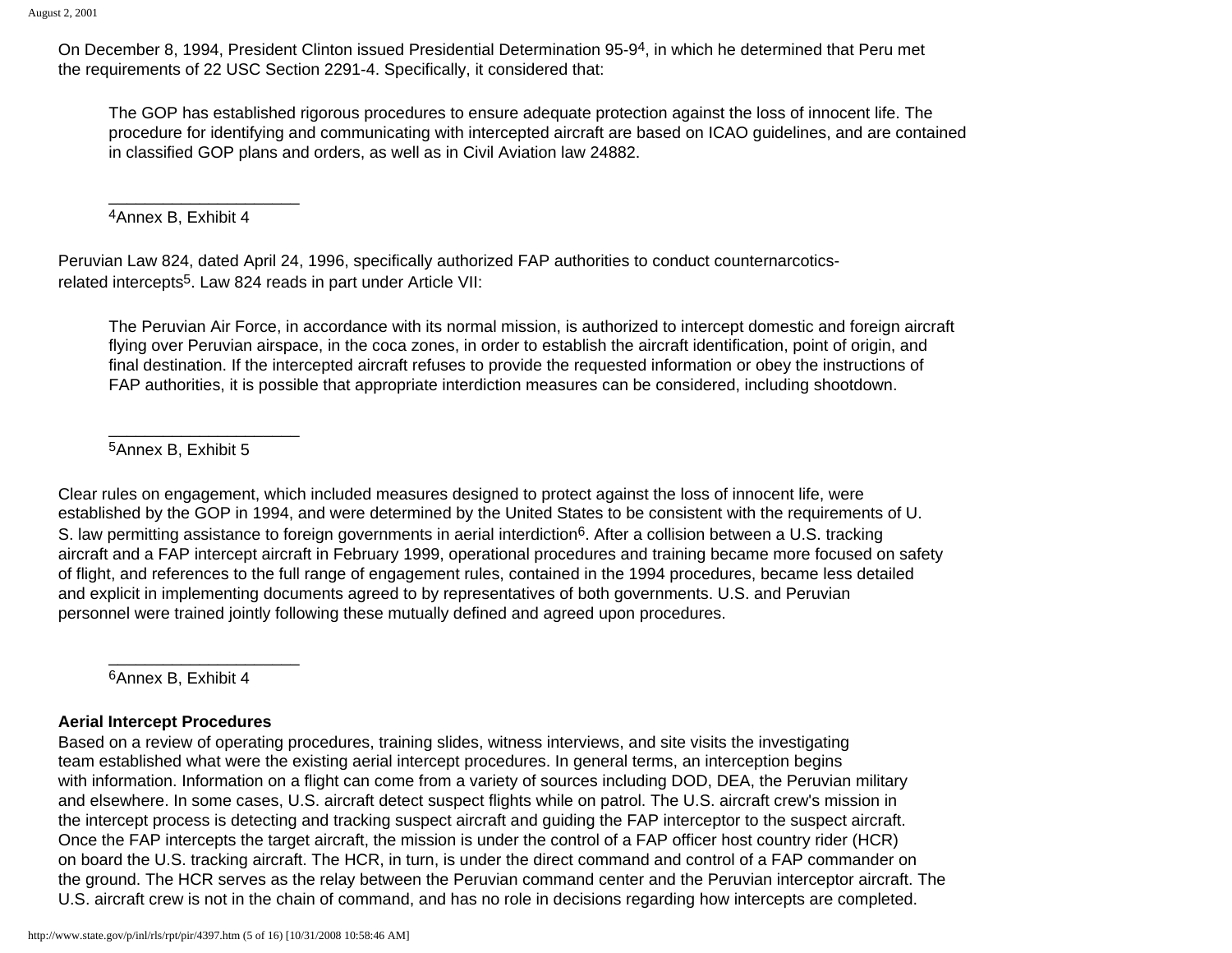On December 8, 1994, President Clinton issued Presidential Determination 95-9[4], in which he determined that Peru met the requirements of 22 USC Section 2291-4. Specifically, it considered that:

> The GOP has established rigorous procedures to ensure adequate protection against the loss of innocent life. The procedure for identifying and communicating with intercepted aircraft are based on ICAO guidelines, and are contained in classified GOP plans and orders, as well as in Civil Aviation law 24882.

____________________

[4]Annex B, Exhibit 4

Peruvian Law 824, dated April 24, 1996, specifically authorized FAP authorities to conduct counternarcotics-related intercepts[5]. Law 824 reads in part under Article VII:

> The Peruvian Air Force, in accordance with its normal mission, is authorized to intercept domestic and foreign aircraft flying over Peruvian airspace, in the coca zones, in order to establish the aircraft identification, point of origin, and final destination. If the intercepted aircraft refuses to provide the requested information or obey the instructions of FAP authorities, it is possible that appropriate interdiction measures can be considered, including shootdown.

____________________

[5]Annex B, Exhibit 5

Clear rules on engagement, which included measures designed to protect against the loss of innocent life, were established by the GOP in 1994, and were determined by the United States to be consistent with the requirements of U. S. law permitting assistance to foreign governments in aerial interdiction[6]. After a collision between a U.S. tracking aircraft and a FAP intercept aircraft in February 1999, operational procedures and training became more focused on safety of flight, and references to the full range of engagement rules, contained in the 1994 procedures, became less detailed and explicit in implementing documents agreed to by representatives of both governments. U.S. and Peruvian personnel were trained jointly following these mutually defined and agreed upon procedures.

____________________

[6]Annex B, Exhibit 4

**Aerial Intercept Procedures**

Based on a review of operating procedures, training slides, witness interviews, and site visits the investigating team established what were the existing aerial intercept procedures. In general terms, an interception begins with information. Information on a flight can come from a variety of sources including DOD, DEA, the Peruvian military and elsewhere. In some cases, U.S. aircraft detect suspect flights while on patrol. The U.S. aircraft crew's mission in the intercept process is detecting and tracking suspect aircraft and guiding the FAP interceptor to the suspect aircraft. Once the FAP intercepts the target aircraft, the mission is under the control of a FAP officer host country rider (HCR) on board the U.S. tracking aircraft. The HCR, in turn, is under the direct command and control of a FAP commander on the ground. The HCR serves as the relay between the Peruvian command center and the Peruvian interceptor aircraft. The U.S. aircraft crew is not in the chain of command, and has no role in decisions regarding how intercepts are completed.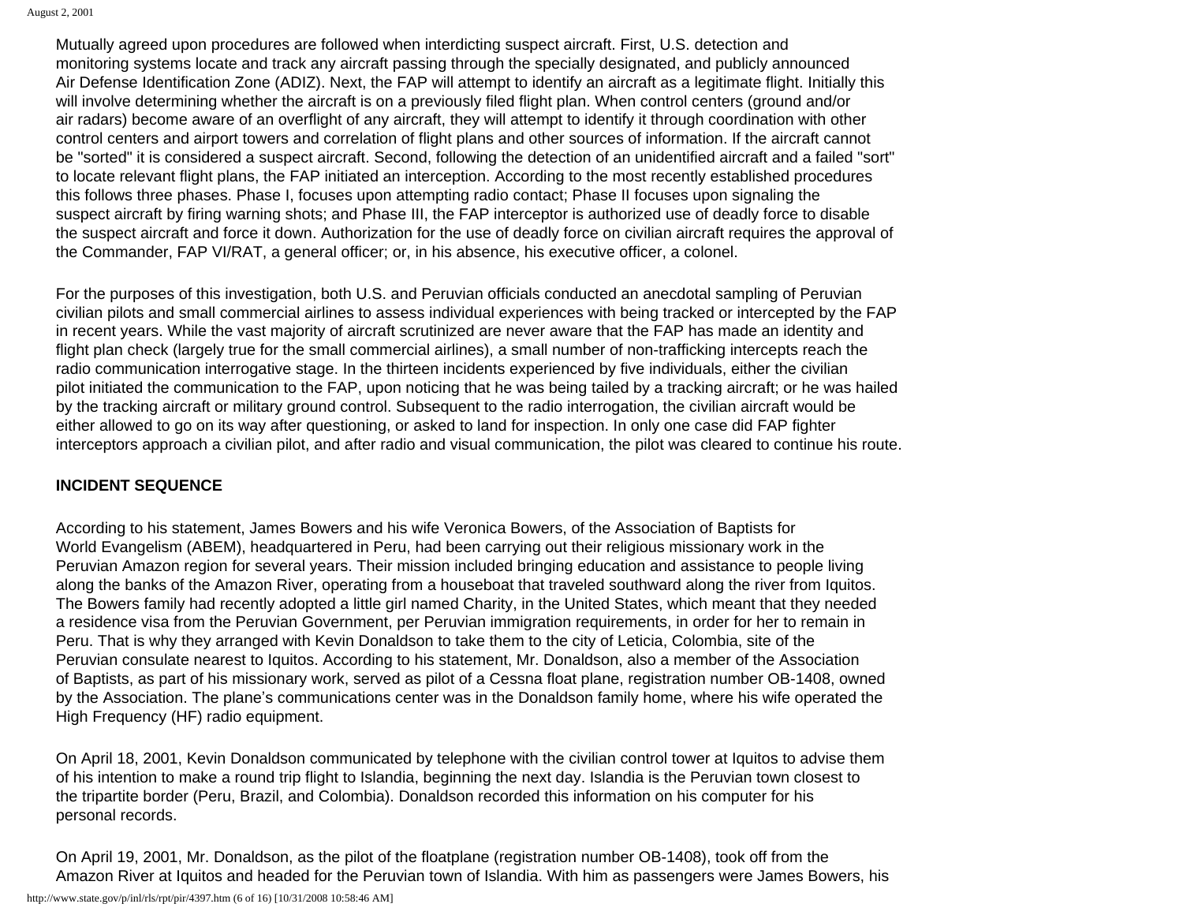Mutually agreed upon procedures are followed when interdicting suspect aircraft. First, U.S. detection and monitoring systems locate and track any aircraft passing through the specially designated, and publicly announced Air Defense Identification Zone (ADIZ). Next, the FAP will attempt to identify an aircraft as a legitimate flight. Initially this will involve determining whether the aircraft is on a previously filed flight plan. When control centers (ground and/or air radars) become aware of an overflight of any aircraft, they will attempt to identify it through coordination with other control centers and airport towers and correlation of flight plans and other sources of information. If the aircraft cannot be "sorted" it is considered a suspect aircraft. Second, following the detection of an unidentified aircraft and a failed "sort" to locate relevant flight plans, the FAP initiated an interception. According to the most recently established procedures this follows three phases. Phase I, focuses upon attempting radio contact; Phase II focuses upon signaling the suspect aircraft by firing warning shots; and Phase III, the FAP interceptor is authorized use of deadly force to disable the suspect aircraft and force it down. Authorization for the use of deadly force on civilian aircraft requires the approval of the Commander, FAP VI/RAT, a general officer; or, in his absence, his executive officer, a colonel.

For the purposes of this investigation, both U.S. and Peruvian officials conducted an anecdotal sampling of Peruvian civilian pilots and small commercial airlines to assess individual experiences with being tracked or intercepted by the FAP in recent years. While the vast majority of aircraft scrutinized are never aware that the FAP has made an identity and flight plan check (largely true for the small commercial airlines), a small number of non-trafficking intercepts reach the radio communication interrogative stage. In the thirteen incidents experienced by five individuals, either the civilian pilot initiated the communication to the FAP, upon noticing that he was being tailed by a tracking aircraft; or he was hailed by the tracking aircraft or military ground control. Subsequent to the radio interrogation, the civilian aircraft would be either allowed to go on its way after questioning, or asked to land for inspection. In only one case did FAP fighter interceptors approach a civilian pilot, and after radio and visual communication, the pilot was cleared to continue his route.

**INCIDENT SEQUENCE**

According to his statement, James Bowers and his wife Veronica Bowers, of the Association of Baptists for World Evangelism (ABEM), headquartered in Peru, had been carrying out their religious missionary work in the Peruvian Amazon region for several years. Their mission included bringing education and assistance to people living along the banks of the Amazon River, operating from a houseboat that traveled southward along the river from Iquitos. The Bowers family had recently adopted a little girl named Charity, in the United States, which meant that they needed a residence visa from the Peruvian Government, per Peruvian immigration requirements, in order for her to remain in Peru. That is why they arranged with Kevin Donaldson to take them to the city of Leticia, Colombia, site of the Peruvian consulate nearest to Iquitos. According to his statement, Mr. Donaldson, also a member of the Association of Baptists, as part of his missionary work, served as pilot of a Cessna float plane, registration number OB-1408, owned by the Association. The plane's communications center was in the Donaldson family home, where his wife operated the High Frequency (HF) radio equipment.

On April 18, 2001, Kevin Donaldson communicated by telephone with the civilian control tower at Iquitos to advise them of his intention to make a round trip flight to Islandia, beginning the next day. Islandia is the Peruvian town closest to the tripartite border (Peru, Brazil, and Colombia). Donaldson recorded this information on his computer for his personal records.

On April 19, 2001, Mr. Donaldson, as the pilot of the floatplane (registration number OB-1408), took off from the Amazon River at Iquitos and headed for the Peruvian town of Islandia. With him as passengers were James Bowers, his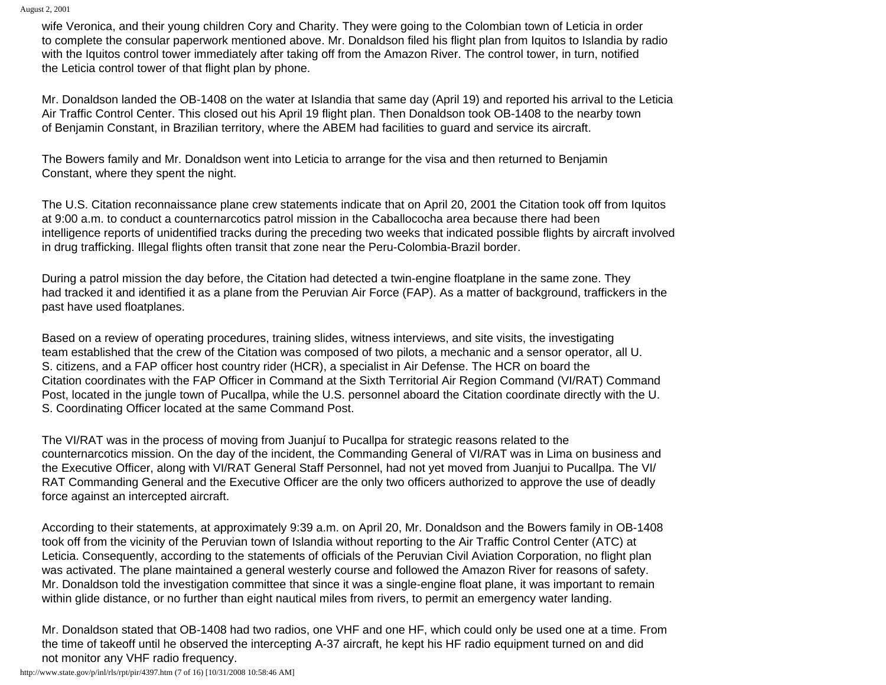wife Veronica, and their young children Cory and Charity. They were going to the Colombian town of Leticia in order to complete the consular paperwork mentioned above. Mr. Donaldson filed his flight plan from Iquitos to Islandia by radio with the Iquitos control tower immediately after taking off from the Amazon River. The control tower, in turn, notified the Leticia control tower of that flight plan by phone.

Mr. Donaldson landed the OB-1408 on the water at Islandia that same day (April 19) and reported his arrival to the Leticia Air Traffic Control Center. This closed out his April 19 flight plan. Then Donaldson took OB-1408 to the nearby town of Benjamin Constant, in Brazilian territory, where the ABEM had facilities to guard and service its aircraft.

The Bowers family and Mr. Donaldson went into Leticia to arrange for the visa and then returned to Benjamin Constant, where they spent the night.

The U.S. Citation reconnaissance plane crew statements indicate that on April 20, 2001 the Citation took off from Iquitos at 9:00 a.m. to conduct a counternarcotics patrol mission in the Caballococha area because there had been intelligence reports of unidentified tracks during the preceding two weeks that indicated possible flights by aircraft involved in drug trafficking. Illegal flights often transit that zone near the Peru-Colombia-Brazil border.

During a patrol mission the day before, the Citation had detected a twin-engine floatplane in the same zone. They had tracked it and identified it as a plane from the Peruvian Air Force (FAP). As a matter of background, traffickers in the past have used floatplanes.

Based on a review of operating procedures, training slides, witness interviews, and site visits, the investigating team established that the crew of the Citation was composed of two pilots, a mechanic and a sensor operator, all U. S. citizens, and a FAP officer host country rider (HCR), a specialist in Air Defense. The HCR on board the Citation coordinates with the FAP Officer in Command at the Sixth Territorial Air Region Command (VI/RAT) Command Post, located in the jungle town of Pucallpa, while the U.S. personnel aboard the Citation coordinate directly with the U. S. Coordinating Officer located at the same Command Post.

The VI/RAT was in the process of moving from Juanjuí to Pucallpa for strategic reasons related to the counternarcotics mission. On the day of the incident, the Commanding General of VI/RAT was in Lima on business and the Executive Officer, along with VI/RAT General Staff Personnel, had not yet moved from Juanjui to Pucallpa. The VI/ RAT Commanding General and the Executive Officer are the only two officers authorized to approve the use of deadly force against an intercepted aircraft.

According to their statements, at approximately 9:39 a.m. on April 20, Mr. Donaldson and the Bowers family in OB-1408 took off from the vicinity of the Peruvian town of Islandia without reporting to the Air Traffic Control Center (ATC) at Leticia. Consequently, according to the statements of officials of the Peruvian Civil Aviation Corporation, no flight plan was activated. The plane maintained a general westerly course and followed the Amazon River for reasons of safety. Mr. Donaldson told the investigation committee that since it was a single-engine float plane, it was important to remain within glide distance, or no further than eight nautical miles from rivers, to permit an emergency water landing.

Mr. Donaldson stated that OB-1408 had two radios, one VHF and one HF, which could only be used one at a time. From the time of takeoff until he observed the intercepting A-37 aircraft, he kept his HF radio equipment turned on and did not monitor any VHF radio frequency.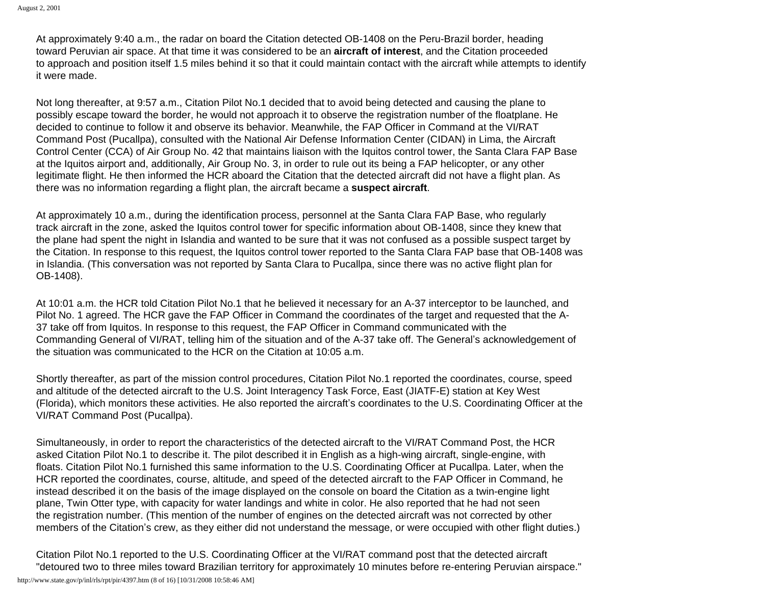At approximately 9:40 a.m., the radar on board the Citation detected OB-1408 on the Peru-Brazil border, heading toward Peruvian air space. At that time it was considered to be an **aircraft of interest**, and the Citation proceeded to approach and position itself 1.5 miles behind it so that it could maintain contact with the aircraft while attempts to identify it were made.

Not long thereafter, at 9:57 a.m., Citation Pilot No.1 decided that to avoid being detected and causing the plane to possibly escape toward the border, he would not approach it to observe the registration number of the floatplane. He decided to continue to follow it and observe its behavior. Meanwhile, the FAP Officer in Command at the VI/RAT Command Post (Pucallpa), consulted with the National Air Defense Information Center (CIDAN) in Lima, the Aircraft Control Center (CCA) of Air Group No. 42 that maintains liaison with the Iquitos control tower, the Santa Clara FAP Base at the Iquitos airport and, additionally, Air Group No. 3, in order to rule out its being a FAP helicopter, or any other legitimate flight. He then informed the HCR aboard the Citation that the detected aircraft did not have a flight plan. As there was no information regarding a flight plan, the aircraft became a **suspect aircraft**.

At approximately 10 a.m., during the identification process, personnel at the Santa Clara FAP Base, who regularly track aircraft in the zone, asked the Iquitos control tower for specific information about OB-1408, since they knew that the plane had spent the night in Islandia and wanted to be sure that it was not confused as a possible suspect target by the Citation. In response to this request, the Iquitos control tower reported to the Santa Clara FAP base that OB-1408 was in Islandia. (This conversation was not reported by Santa Clara to Pucallpa, since there was no active flight plan for OB-1408).

At 10:01 a.m. the HCR told Citation Pilot No.1 that he believed it necessary for an A-37 interceptor to be launched, and Pilot No. 1 agreed. The HCR gave the FAP Officer in Command the coordinates of the target and requested that the A-37 take off from Iquitos. In response to this request, the FAP Officer in Command communicated with the Commanding General of VI/RAT, telling him of the situation and of the A-37 take off. The General's acknowledgement of the situation was communicated to the HCR on the Citation at 10:05 a.m.

Shortly thereafter, as part of the mission control procedures, Citation Pilot No.1 reported the coordinates, course, speed and altitude of the detected aircraft to the U.S. Joint Interagency Task Force, East (JIATF-E) station at Key West (Florida), which monitors these activities. He also reported the aircraft's coordinates to the U.S. Coordinating Officer at the VI/RAT Command Post (Pucallpa).

Simultaneously, in order to report the characteristics of the detected aircraft to the VI/RAT Command Post, the HCR asked Citation Pilot No.1 to describe it. The pilot described it in English as a high-wing aircraft, single-engine, with floats. Citation Pilot No.1 furnished this same information to the U.S. Coordinating Officer at Pucallpa. Later, when the HCR reported the coordinates, course, altitude, and speed of the detected aircraft to the FAP Officer in Command, he instead described it on the basis of the image displayed on the console on board the Citation as a twin-engine light plane, Twin Otter type, with capacity for water landings and white in color. He also reported that he had not seen the registration number. (This mention of the number of engines on the detected aircraft was not corrected by other members of the Citation's crew, as they either did not understand the message, or were occupied with other flight duties.)

Citation Pilot No.1 reported to the U.S. Coordinating Officer at the VI/RAT command post that the detected aircraft "detoured two to three miles toward Brazilian territory for approximately 10 minutes before re-entering Peruvian airspace."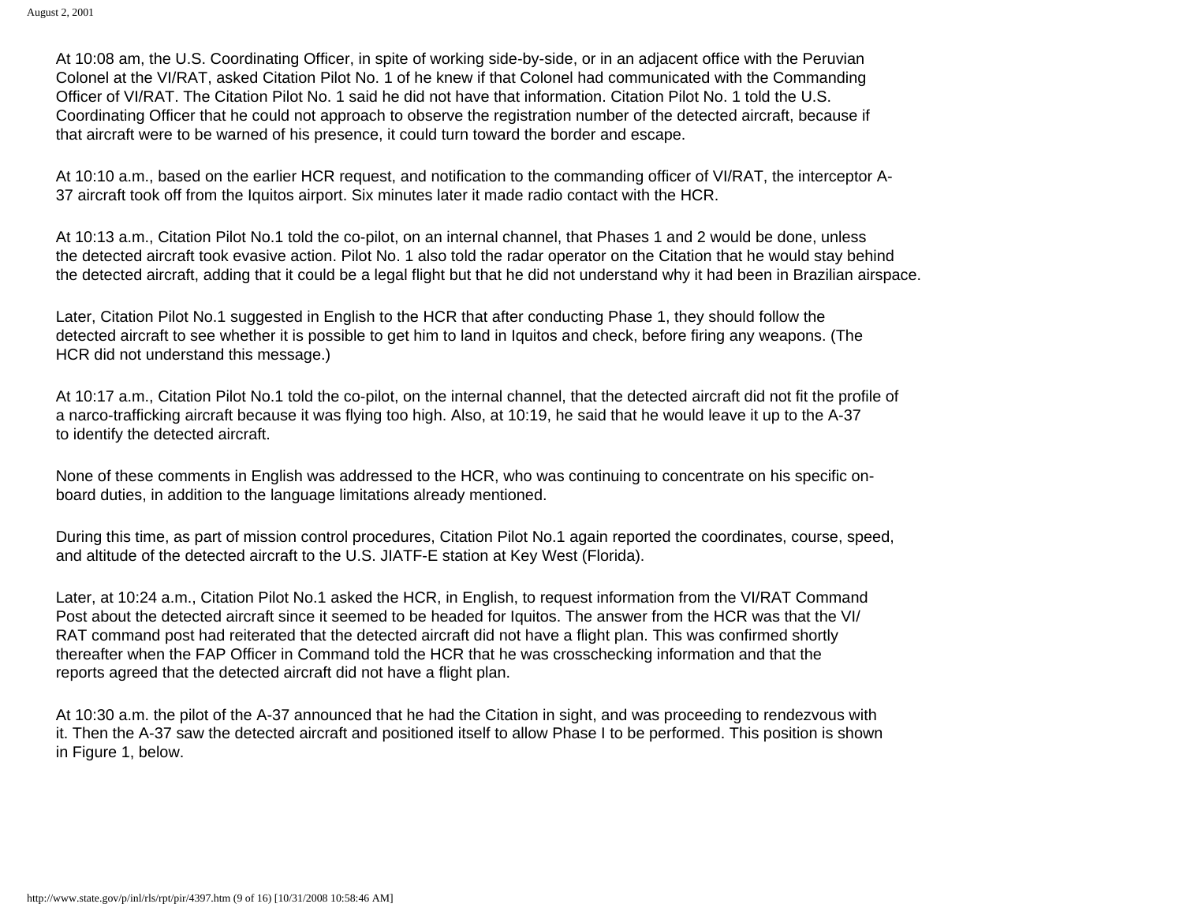At 10:08 am, the U.S. Coordinating Officer, in spite of working side-by-side, or in an adjacent office with the Peruvian Colonel at the VI/RAT, asked Citation Pilot No. 1 of he knew if that Colonel had communicated with the Commanding Officer of VI/RAT. The Citation Pilot No. 1 said he did not have that information. Citation Pilot No. 1 told the U.S. Coordinating Officer that he could not approach to observe the registration number of the detected aircraft, because if that aircraft were to be warned of his presence, it could turn toward the border and escape.

At 10:10 a.m., based on the earlier HCR request, and notification to the commanding officer of VI/RAT, the interceptor A-37 aircraft took off from the Iquitos airport. Six minutes later it made radio contact with the HCR.

At 10:13 a.m., Citation Pilot No.1 told the co-pilot, on an internal channel, that Phases 1 and 2 would be done, unless the detected aircraft took evasive action. Pilot No. 1 also told the radar operator on the Citation that he would stay behind the detected aircraft, adding that it could be a legal flight but that he did not understand why it had been in Brazilian airspace.

Later, Citation Pilot No.1 suggested in English to the HCR that after conducting Phase 1, they should follow the detected aircraft to see whether it is possible to get him to land in Iquitos and check, before firing any weapons. (The HCR did not understand this message.)

At 10:17 a.m., Citation Pilot No.1 told the co-pilot, on the internal channel, that the detected aircraft did not fit the profile of a narco-trafficking aircraft because it was flying too high. Also, at 10:19, he said that he would leave it up to the A-37 to identify the detected aircraft.

None of these comments in English was addressed to the HCR, who was continuing to concentrate on his specific on-board duties, in addition to the language limitations already mentioned.

During this time, as part of mission control procedures, Citation Pilot No.1 again reported the coordinates, course, speed, and altitude of the detected aircraft to the U.S. JIATF-E station at Key West (Florida).

Later, at 10:24 a.m., Citation Pilot No.1 asked the HCR, in English, to request information from the VI/RAT Command Post about the detected aircraft since it seemed to be headed for Iquitos. The answer from the HCR was that the VI/RAT command post had reiterated that the detected aircraft did not have a flight plan. This was confirmed shortly thereafter when the FAP Officer in Command told the HCR that he was crosschecking information and that the reports agreed that the detected aircraft did not have a flight plan.

At 10:30 a.m. the pilot of the A-37 announced that he had the Citation in sight, and was proceeding to rendezvous with it. Then the A-37 saw the detected aircraft and positioned itself to allow Phase I to be performed. This position is shown in Figure 1, below.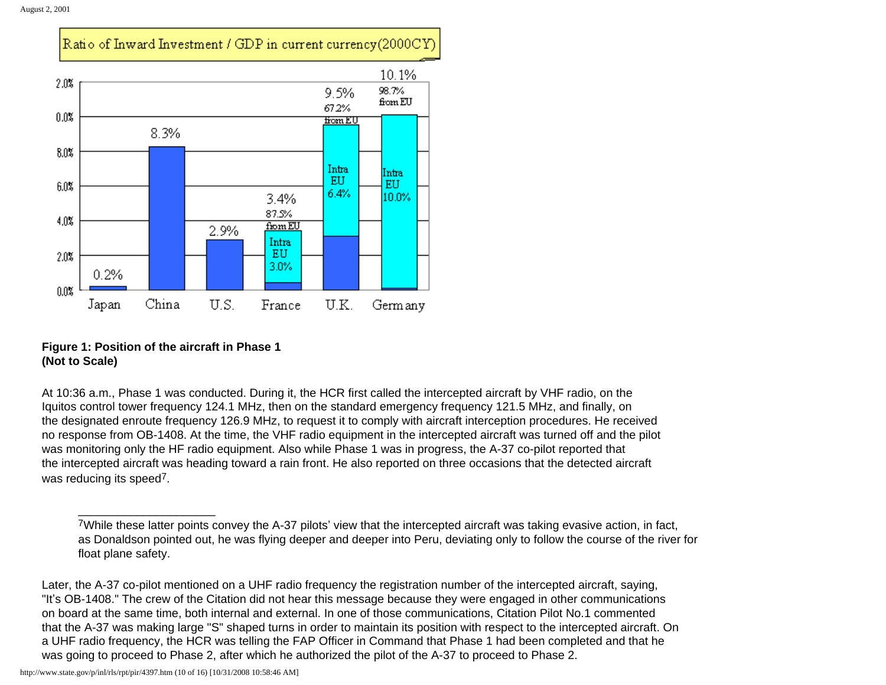**Figure 1: Position of the aircraft in Phase 1**
**(Not to Scale)**

At 10:36 a.m., Phase 1 was conducted. During it, the HCR first called the intercepted aircraft by VHF radio, on the Iquitos control tower frequency 124.1 MHz, then on the standard emergency frequency 121.5 MHz, and finally, on the designated enroute frequency 126.9 MHz, to request it to comply with aircraft interception procedures. He received no response from OB-1408. At the time, the VHF radio equipment in the intercepted aircraft was turned off and the pilot was monitoring only the HF radio equipment. Also while Phase 1 was in progress, the A-37 co-pilot reported that the intercepted aircraft was heading toward a rain front. He also reported on three occasions that the detected aircraft was reducing its speed[7].

---

[7]While these latter points convey the A-37 pilots' view that the intercepted aircraft was taking evasive action, in fact, as Donaldson pointed out, he was flying deeper and deeper into Peru, deviating only to follow the course of the river for float plane safety.

Later, the A-37 co-pilot mentioned on a UHF radio frequency the registration number of the intercepted aircraft, saying, "It's OB-1408." The crew of the Citation did not hear this message because they were engaged in other communications on board at the same time, both internal and external. In one of those communications, Citation Pilot No.1 commented that the A-37 was making large "S" shaped turns in order to maintain its position with respect to the intercepted aircraft. On a UHF radio frequency, the HCR was telling the FAP Officer in Command that Phase 1 had been completed and that he was going to proceed to Phase 2, after which he authorized the pilot of the A-37 to proceed to Phase 2.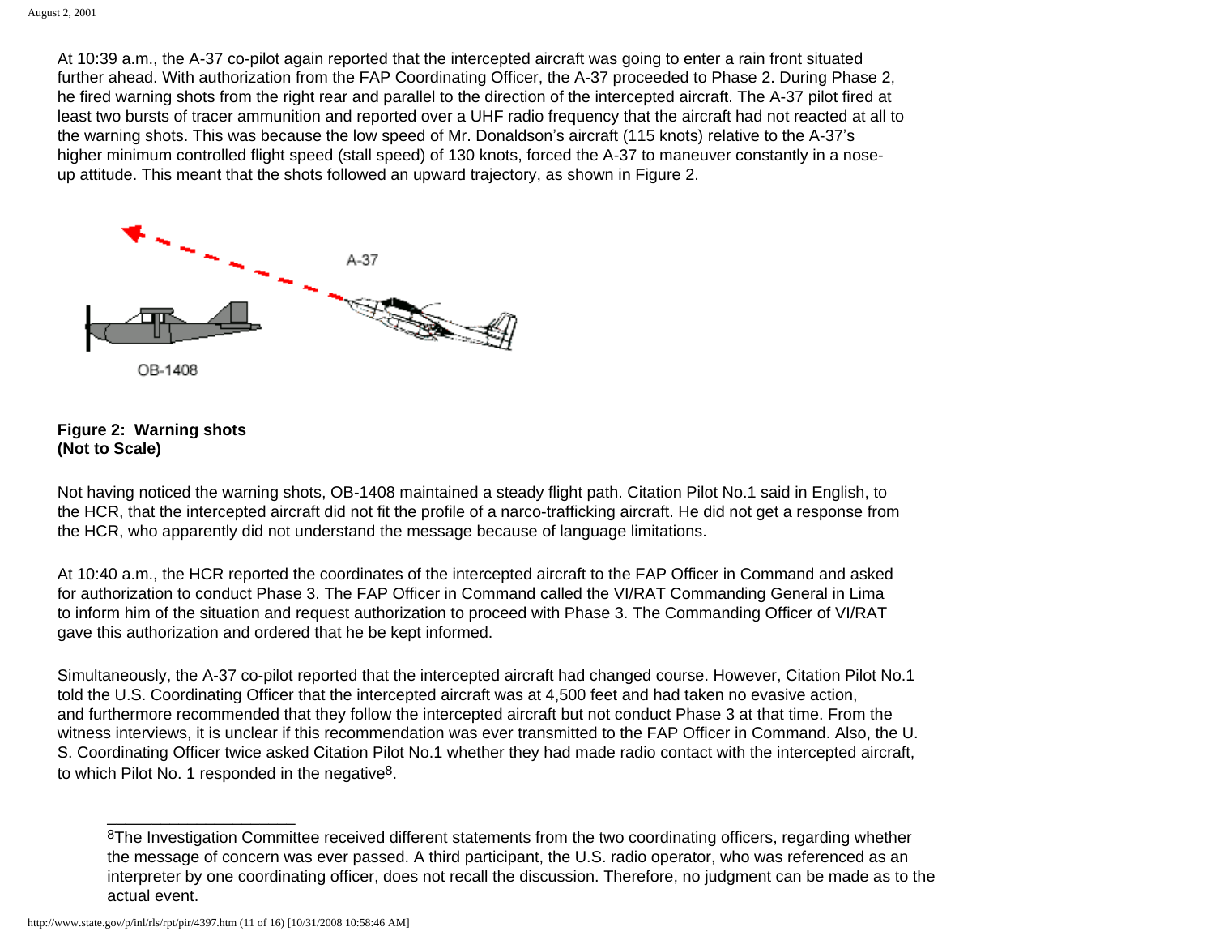At 10:39 a.m., the A-37 co-pilot again reported that the intercepted aircraft was going to enter a rain front situated further ahead. With authorization from the FAP Coordinating Officer, the A-37 proceeded to Phase 2. During Phase 2, he fired warning shots from the right rear and parallel to the direction of the intercepted aircraft. The A-37 pilot fired at least two bursts of tracer ammunition and reported over a UHF radio frequency that the aircraft had not reacted at all to the warning shots. This was because the low speed of Mr. Donaldson's aircraft (115 knots) relative to the A-37's higher minimum controlled flight speed (stall speed) of 130 knots, forced the A-37 to maneuver constantly in a nose-up attitude. This meant that the shots followed an upward trajectory, as shown in Figure 2.

**Figure 2: Warning shots**
**(Not to Scale)**

Not having noticed the warning shots, OB-1408 maintained a steady flight path. Citation Pilot No.1 said in English, to the HCR, that the intercepted aircraft did not fit the profile of a narco-trafficking aircraft. He did not get a response from the HCR, who apparently did not understand the message because of language limitations.

At 10:40 a.m., the HCR reported the coordinates of the intercepted aircraft to the FAP Officer in Command and asked for authorization to conduct Phase 3. The FAP Officer in Command called the VI/RAT Commanding General in Lima to inform him of the situation and request authorization to proceed with Phase 3. The Commanding Officer of VI/RAT gave this authorization and ordered that he be kept informed.

Simultaneously, the A-37 co-pilot reported that the intercepted aircraft had changed course. However, Citation Pilot No.1 told the U.S. Coordinating Officer that the intercepted aircraft was at 4,500 feet and had taken no evasive action, and furthermore recommended that they follow the intercepted aircraft but not conduct Phase 3 at that time. From the witness interviews, it is unclear if this recommendation was ever transmitted to the FAP Officer in Command. Also, the U.S. Coordinating Officer twice asked Citation Pilot No.1 whether they had made radio contact with the intercepted aircraft, to which Pilot No. 1 responded in the negative[8].

---

[8] The Investigation Committee received different statements from the two coordinating officers, regarding whether the message of concern was ever passed. A third participant, the U.S. radio operator, who was referenced as an interpreter by one coordinating officer, does not recall the discussion. Therefore, no judgment can be made as to the actual event.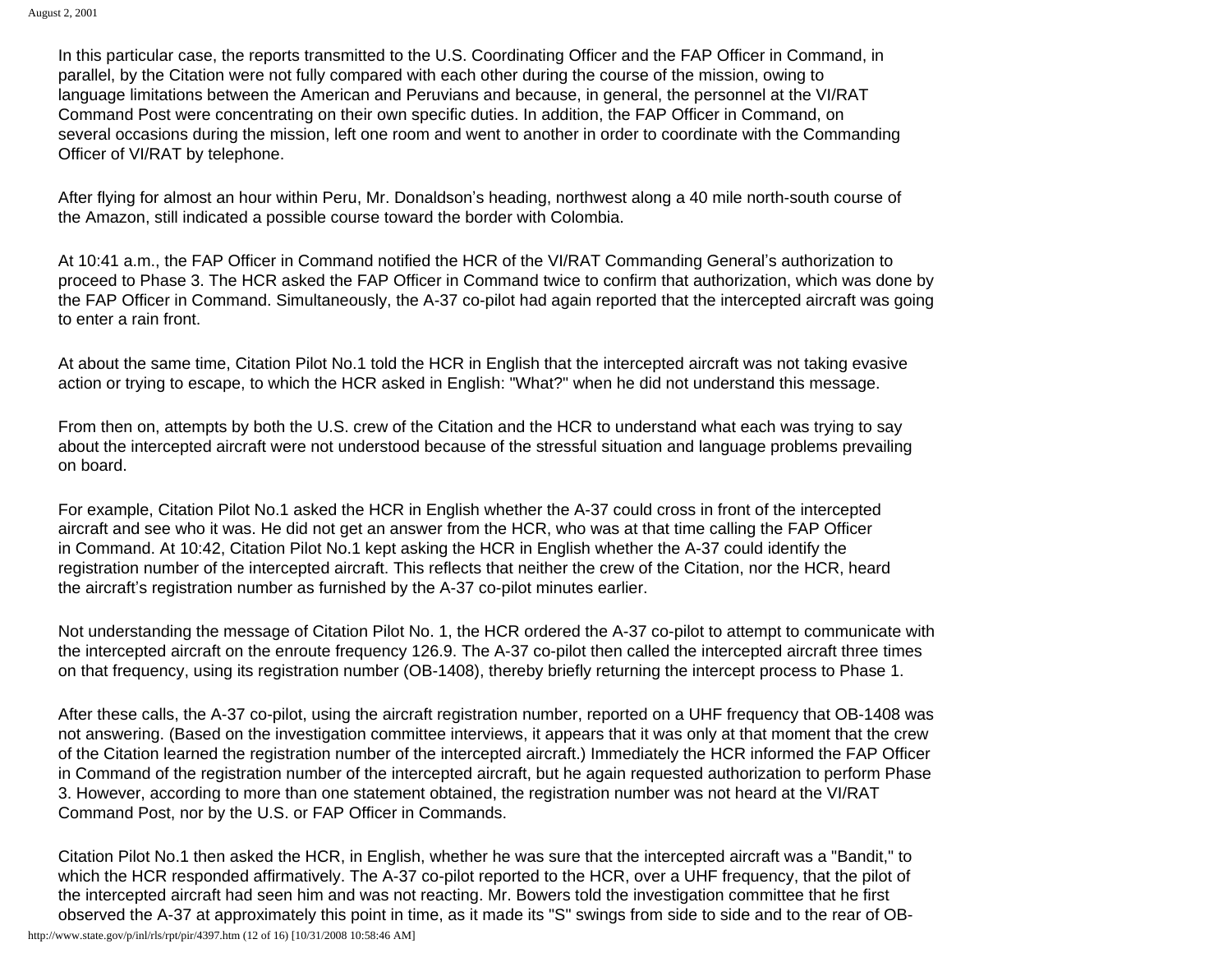In this particular case, the reports transmitted to the U.S. Coordinating Officer and the FAP Officer in Command, in parallel, by the Citation were not fully compared with each other during the course of the mission, owing to language limitations between the American and Peruvians and because, in general, the personnel at the VI/RAT Command Post were concentrating on their own specific duties. In addition, the FAP Officer in Command, on several occasions during the mission, left one room and went to another in order to coordinate with the Commanding Officer of VI/RAT by telephone.

After flying for almost an hour within Peru, Mr. Donaldson's heading, northwest along a 40 mile north-south course of the Amazon, still indicated a possible course toward the border with Colombia.

At 10:41 a.m., the FAP Officer in Command notified the HCR of the VI/RAT Commanding General's authorization to proceed to Phase 3. The HCR asked the FAP Officer in Command twice to confirm that authorization, which was done by the FAP Officer in Command. Simultaneously, the A-37 co-pilot had again reported that the intercepted aircraft was going to enter a rain front.

At about the same time, Citation Pilot No.1 told the HCR in English that the intercepted aircraft was not taking evasive action or trying to escape, to which the HCR asked in English: "What?" when he did not understand this message.

From then on, attempts by both the U.S. crew of the Citation and the HCR to understand what each was trying to say about the intercepted aircraft were not understood because of the stressful situation and language problems prevailing on board.

For example, Citation Pilot No.1 asked the HCR in English whether the A-37 could cross in front of the intercepted aircraft and see who it was. He did not get an answer from the HCR, who was at that time calling the FAP Officer in Command. At 10:42, Citation Pilot No.1 kept asking the HCR in English whether the A-37 could identify the registration number of the intercepted aircraft. This reflects that neither the crew of the Citation, nor the HCR, heard the aircraft's registration number as furnished by the A-37 co-pilot minutes earlier.

Not understanding the message of Citation Pilot No. 1, the HCR ordered the A-37 co-pilot to attempt to communicate with the intercepted aircraft on the enroute frequency 126.9. The A-37 co-pilot then called the intercepted aircraft three times on that frequency, using its registration number (OB-1408), thereby briefly returning the intercept process to Phase 1.

After these calls, the A-37 co-pilot, using the aircraft registration number, reported on a UHF frequency that OB-1408 was not answering. (Based on the investigation committee interviews, it appears that it was only at that moment that the crew of the Citation learned the registration number of the intercepted aircraft.) Immediately the HCR informed the FAP Officer in Command of the registration number of the intercepted aircraft, but he again requested authorization to perform Phase 3. However, according to more than one statement obtained, the registration number was not heard at the VI/RAT Command Post, nor by the U.S. or FAP Officer in Commands.

Citation Pilot No.1 then asked the HCR, in English, whether he was sure that the intercepted aircraft was a "Bandit," to which the HCR responded affirmatively. The A-37 co-pilot reported to the HCR, over a UHF frequency, that the pilot of the intercepted aircraft had seen him and was not reacting. Mr. Bowers told the investigation committee that he first observed the A-37 at approximately this point in time, as it made its "S" swings from side to side and to the rear of OB-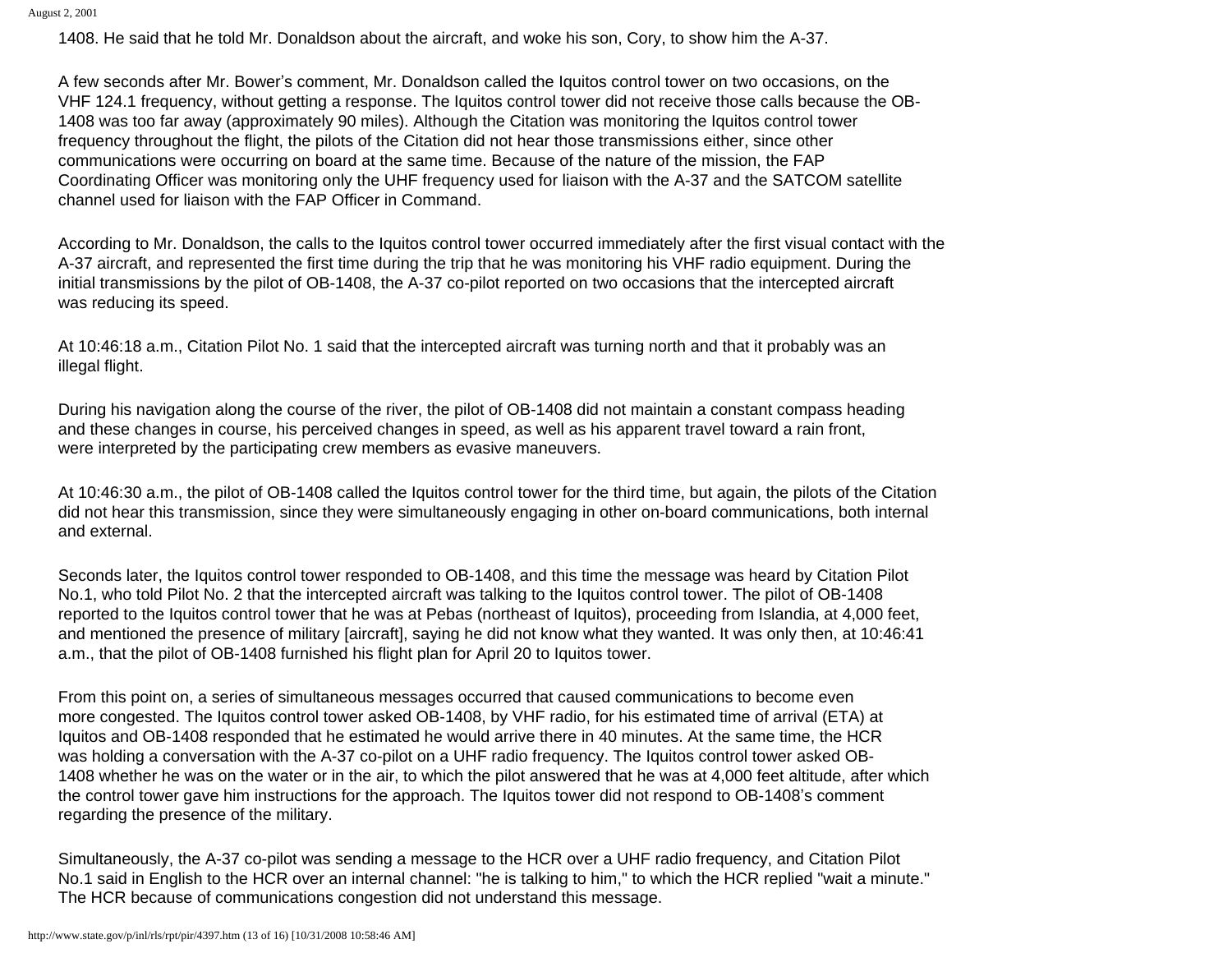1408. He said that he told Mr. Donaldson about the aircraft, and woke his son, Cory, to show him the A-37.

A few seconds after Mr. Bower's comment, Mr. Donaldson called the Iquitos control tower on two occasions, on the VHF 124.1 frequency, without getting a response. The Iquitos control tower did not receive those calls because the OB-1408 was too far away (approximately 90 miles). Although the Citation was monitoring the Iquitos control tower frequency throughout the flight, the pilots of the Citation did not hear those transmissions either, since other communications were occurring on board at the same time. Because of the nature of the mission, the FAP Coordinating Officer was monitoring only the UHF frequency used for liaison with the A-37 and the SATCOM satellite channel used for liaison with the FAP Officer in Command.

According to Mr. Donaldson, the calls to the Iquitos control tower occurred immediately after the first visual contact with the A-37 aircraft, and represented the first time during the trip that he was monitoring his VHF radio equipment. During the initial transmissions by the pilot of OB-1408, the A-37 co-pilot reported on two occasions that the intercepted aircraft was reducing its speed.

At 10:46:18 a.m., Citation Pilot No. 1 said that the intercepted aircraft was turning north and that it probably was an illegal flight.

During his navigation along the course of the river, the pilot of OB-1408 did not maintain a constant compass heading and these changes in course, his perceived changes in speed, as well as his apparent travel toward a rain front, were interpreted by the participating crew members as evasive maneuvers.

At 10:46:30 a.m., the pilot of OB-1408 called the Iquitos control tower for the third time, but again, the pilots of the Citation did not hear this transmission, since they were simultaneously engaging in other on-board communications, both internal and external.

Seconds later, the Iquitos control tower responded to OB-1408, and this time the message was heard by Citation Pilot No.1, who told Pilot No. 2 that the intercepted aircraft was talking to the Iquitos control tower. The pilot of OB-1408 reported to the Iquitos control tower that he was at Pebas (northeast of Iquitos), proceeding from Islandia, at 4,000 feet, and mentioned the presence of military [aircraft], saying he did not know what they wanted. It was only then, at 10:46:41 a.m., that the pilot of OB-1408 furnished his flight plan for April 20 to Iquitos tower.

From this point on, a series of simultaneous messages occurred that caused communications to become even more congested. The Iquitos control tower asked OB-1408, by VHF radio, for his estimated time of arrival (ETA) at Iquitos and OB-1408 responded that he estimated he would arrive there in 40 minutes. At the same time, the HCR was holding a conversation with the A-37 co-pilot on a UHF radio frequency. The Iquitos control tower asked OB-1408 whether he was on the water or in the air, to which the pilot answered that he was at 4,000 feet altitude, after which the control tower gave him instructions for the approach. The Iquitos tower did not respond to OB-1408's comment regarding the presence of the military.

Simultaneously, the A-37 co-pilot was sending a message to the HCR over a UHF radio frequency, and Citation Pilot No.1 said in English to the HCR over an internal channel: "he is talking to him," to which the HCR replied "wait a minute." The HCR because of communications congestion did not understand this message.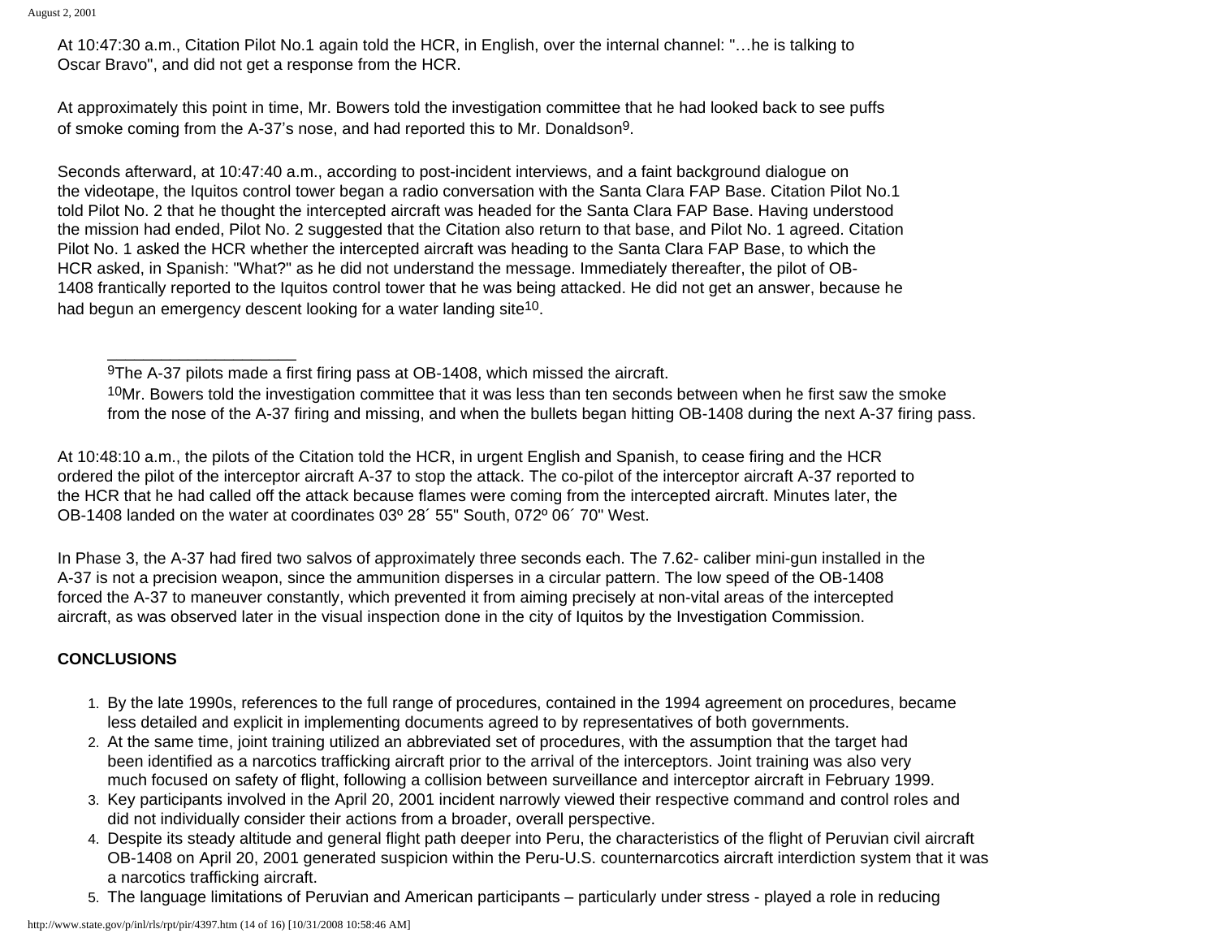At 10:47:30 a.m., Citation Pilot No.1 again told the HCR, in English, over the internal channel: "…he is talking to Oscar Bravo", and did not get a response from the HCR.

At approximately this point in time, Mr. Bowers told the investigation committee that he had looked back to see puffs of smoke coming from the A-37's nose, and had reported this to Mr. Donaldson[9].

Seconds afterward, at 10:47:40 a.m., according to post-incident interviews, and a faint background dialogue on the videotape, the Iquitos control tower began a radio conversation with the Santa Clara FAP Base. Citation Pilot No.1 told Pilot No. 2 that he thought the intercepted aircraft was headed for the Santa Clara FAP Base. Having understood the mission had ended, Pilot No. 2 suggested that the Citation also return to that base, and Pilot No. 1 agreed. Citation Pilot No. 1 asked the HCR whether the intercepted aircraft was heading to the Santa Clara FAP Base, to which the HCR asked, in Spanish: "What?" as he did not understand the message. Immediately thereafter, the pilot of OB-1408 frantically reported to the Iquitos control tower that he was being attacked. He did not get an answer, because he had begun an emergency descent looking for a water landing site[10].

---

[9]The A-37 pilots made a first firing pass at OB-1408, which missed the aircraft.

[10]Mr. Bowers told the investigation committee that it was less than ten seconds between when he first saw the smoke from the nose of the A-37 firing and missing, and when the bullets began hitting OB-1408 during the next A-37 firing pass.

At 10:48:10 a.m., the pilots of the Citation told the HCR, in urgent English and Spanish, to cease firing and the HCR ordered the pilot of the interceptor aircraft A-37 to stop the attack. The co-pilot of the interceptor aircraft A-37 reported to the HCR that he had called off the attack because flames were coming from the intercepted aircraft. Minutes later, the OB-1408 landed on the water at coordinates 03º 28´ 55" South, 072º 06´ 70" West.

In Phase 3, the A-37 had fired two salvos of approximately three seconds each. The 7.62- caliber mini-gun installed in the A-37 is not a precision weapon, since the ammunition disperses in a circular pattern. The low speed of the OB-1408 forced the A-37 to maneuver constantly, which prevented it from aiming precisely at non-vital areas of the intercepted aircraft, as was observed later in the visual inspection done in the city of Iquitos by the Investigation Commission.

**CONCLUSIONS**

1. By the late 1990s, references to the full range of procedures, contained in the 1994 agreement on procedures, became less detailed and explicit in implementing documents agreed to by representatives of both governments.
2. At the same time, joint training utilized an abbreviated set of procedures, with the assumption that the target had been identified as a narcotics trafficking aircraft prior to the arrival of the interceptors. Joint training was also very much focused on safety of flight, following a collision between surveillance and interceptor aircraft in February 1999.
3. Key participants involved in the April 20, 2001 incident narrowly viewed their respective command and control roles and did not individually consider their actions from a broader, overall perspective.
4. Despite its steady altitude and general flight path deeper into Peru, the characteristics of the flight of Peruvian civil aircraft OB-1408 on April 20, 2001 generated suspicion within the Peru-U.S. counternarcotics aircraft interdiction system that it was a narcotics trafficking aircraft.
5. The language limitations of Peruvian and American participants – particularly under stress - played a role in reducing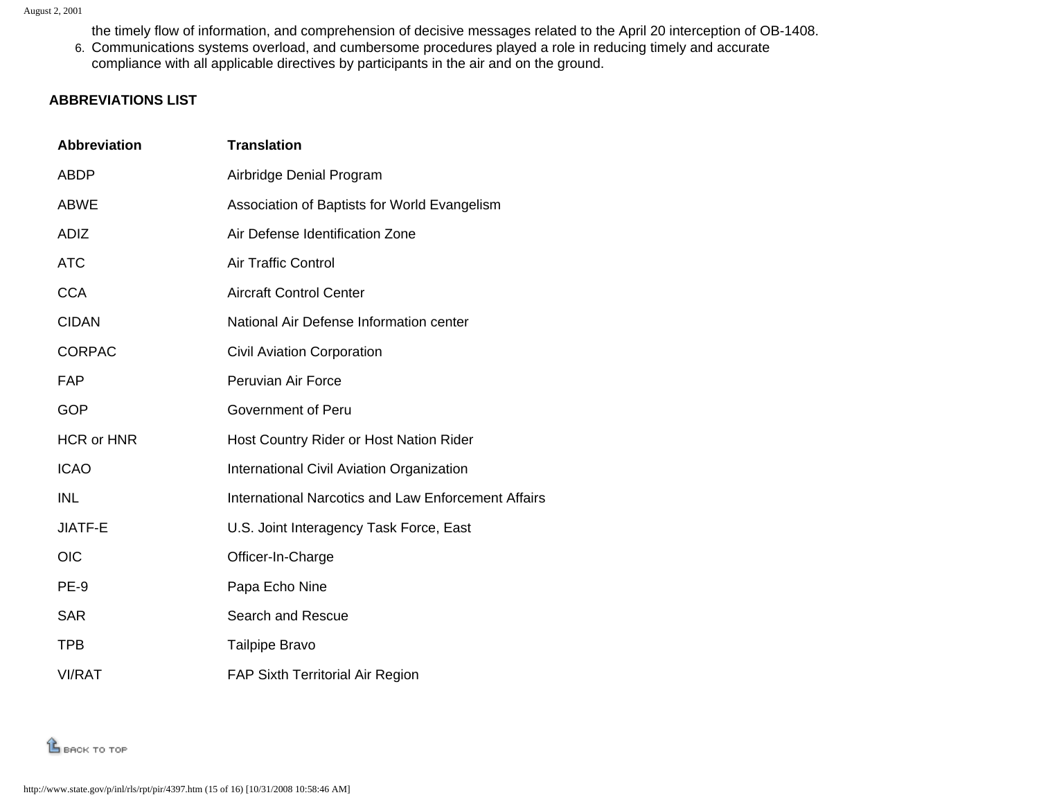the timely flow of information, and comprehension of decisive messages related to the April 20 interception of OB-1408.

6. Communications systems overload, and cumbersome procedures played a role in reducing timely and accurate compliance with all applicable directives by participants in the air and on the ground.

**ABBREVIATIONS LIST**

| Abbreviation | Translation |
|---|---|
| ABDP | Airbridge Denial Program |
| ABWE | Association of Baptists for World Evangelism |
| ADIZ | Air Defense Identification Zone |
| ATC | Air Traffic Control |
| CCA | Aircraft Control Center |
| CIDAN | National Air Defense Information center |
| CORPAC | Civil Aviation Corporation |
| FAP | Peruvian Air Force |
| GOP | Government of Peru |
| HCR or HNR | Host Country Rider or Host Nation Rider |
| ICAO | International Civil Aviation Organization |
| INL | International Narcotics and Law Enforcement Affairs |
| JIATF-E | U.S. Joint Interagency Task Force, East |
| OIC | Officer-In-Charge |
| PE-9 | Papa Echo Nine |
| SAR | Search and Rescue |
| TPB | Tailpipe Bravo |
| VI/RAT | FAP Sixth Territorial Air Region |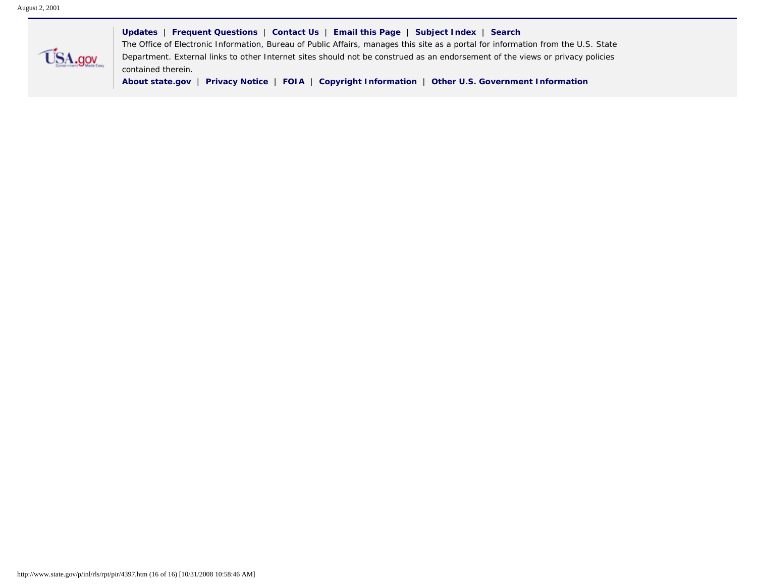**Updates** | **Frequent Questions** | **Contact Us** | **Email this Page** | **Subject Index** | **Search**

The Office of Electronic Information, Bureau of Public Affairs, manages this site as a portal for information from the U.S. State Department. External links to other Internet sites should not be construed as an endorsement of the views or privacy policies contained therein.

**About state.gov** | **Privacy Notice** | **FOIA** | **Copyright Information** | **Other U.S. Government Information**